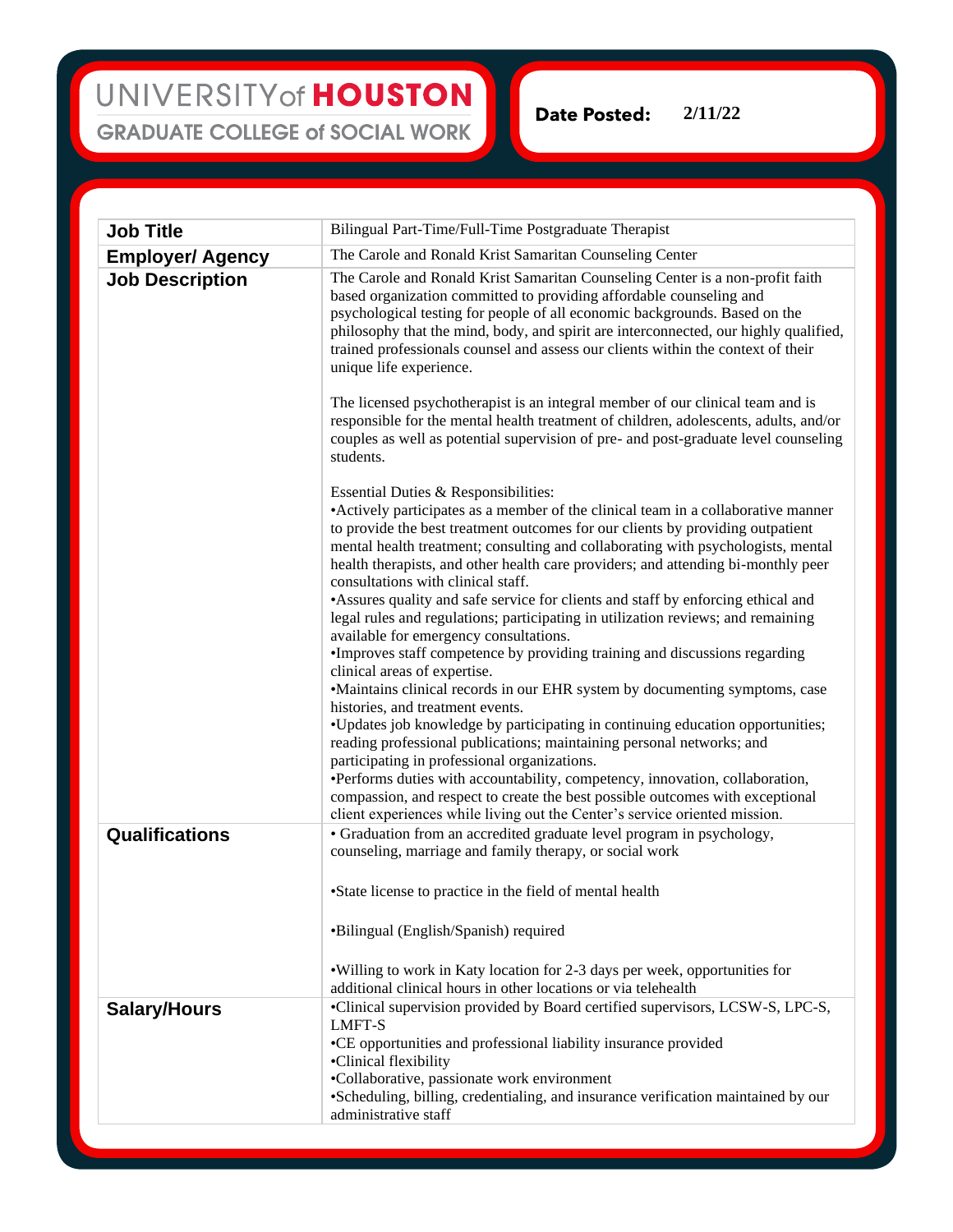UNIVERSITY of **HOUSTON**

GRADUATE COLLEGE of SOCIAL WORK

**Date Posted:** 2/11/22

| | |
|---|---|
| **Job Title** | Bilingual Part-Time/Full-Time Postgraduate Therapist |
| **Employer/ Agency** | The Carole and Ronald Krist Samaritan Counseling Center |
| **Job Description** | The Carole and Ronald Krist Samaritan Counseling Center is a non-profit faith based organization committed to providing affordable counseling and psychological testing for people of all economic backgrounds. Based on the philosophy that the mind, body, and spirit are interconnected, our highly qualified, trained professionals counsel and assess our clients within the context of their unique life experience.<br><br>The licensed psychotherapist is an integral member of our clinical team and is responsible for the mental health treatment of children, adolescents, adults, and/or couples as well as potential supervision of pre- and post-graduate level counseling students.<br><br>Essential Duties & Responsibilities:<br>•Actively participates as a member of the clinical team in a collaborative manner to provide the best treatment outcomes for our clients by providing outpatient mental health treatment; consulting and collaborating with psychologists, mental health therapists, and other health care providers; and attending bi-monthly peer consultations with clinical staff.<br>•Assures quality and safe service for clients and staff by enforcing ethical and legal rules and regulations; participating in utilization reviews; and remaining available for emergency consultations.<br>•Improves staff competence by providing training and discussions regarding clinical areas of expertise.<br>•Maintains clinical records in our EHR system by documenting symptoms, case histories, and treatment events.<br>•Updates job knowledge by participating in continuing education opportunities; reading professional publications; maintaining personal networks; and participating in professional organizations.<br>•Performs duties with accountability, competency, innovation, collaboration, compassion, and respect to create the best possible outcomes with exceptional client experiences while living out the Center's service oriented mission. |
| **Qualifications** | • Graduation from an accredited graduate level program in psychology, counseling, marriage and family therapy, or social work<br><br>•State license to practice in the field of mental health<br><br>•Bilingual (English/Spanish) required<br><br>•Willing to work in Katy location for 2-3 days per week, opportunities for additional clinical hours in other locations or via telehealth |
| **Salary/Hours** | •Clinical supervision provided by Board certified supervisors, LCSW-S, LPC-S, LMFT-S<br>•CE opportunities and professional liability insurance provided<br>•Clinical flexibility<br>•Collaborative, passionate work environment<br>•Scheduling, billing, credentialing, and insurance verification maintained by our administrative staff |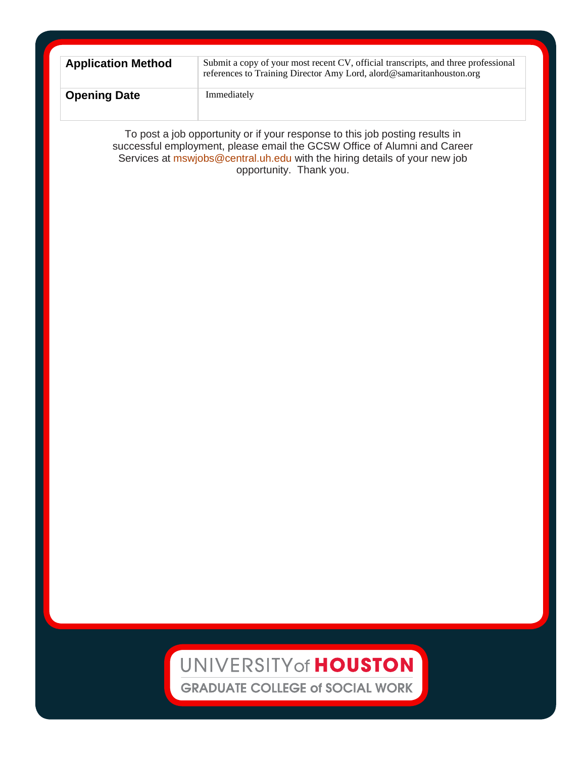| | |
|---|---|
| **Application Method** | Submit a copy of your most recent CV, official transcripts, and three professional references to Training Director Amy Lord, alord@samaritanhouston.org |
| **Opening Date** | Immediately |

To post a job opportunity or if your response to this job posting results in successful employment, please email the GCSW Office of Alumni and Career Services at mswjobs@central.uh.edu with the hiring details of your new job opportunity. Thank you.

UNIVERSITY of HOUSTON
GRADUATE COLLEGE of SOCIAL WORK